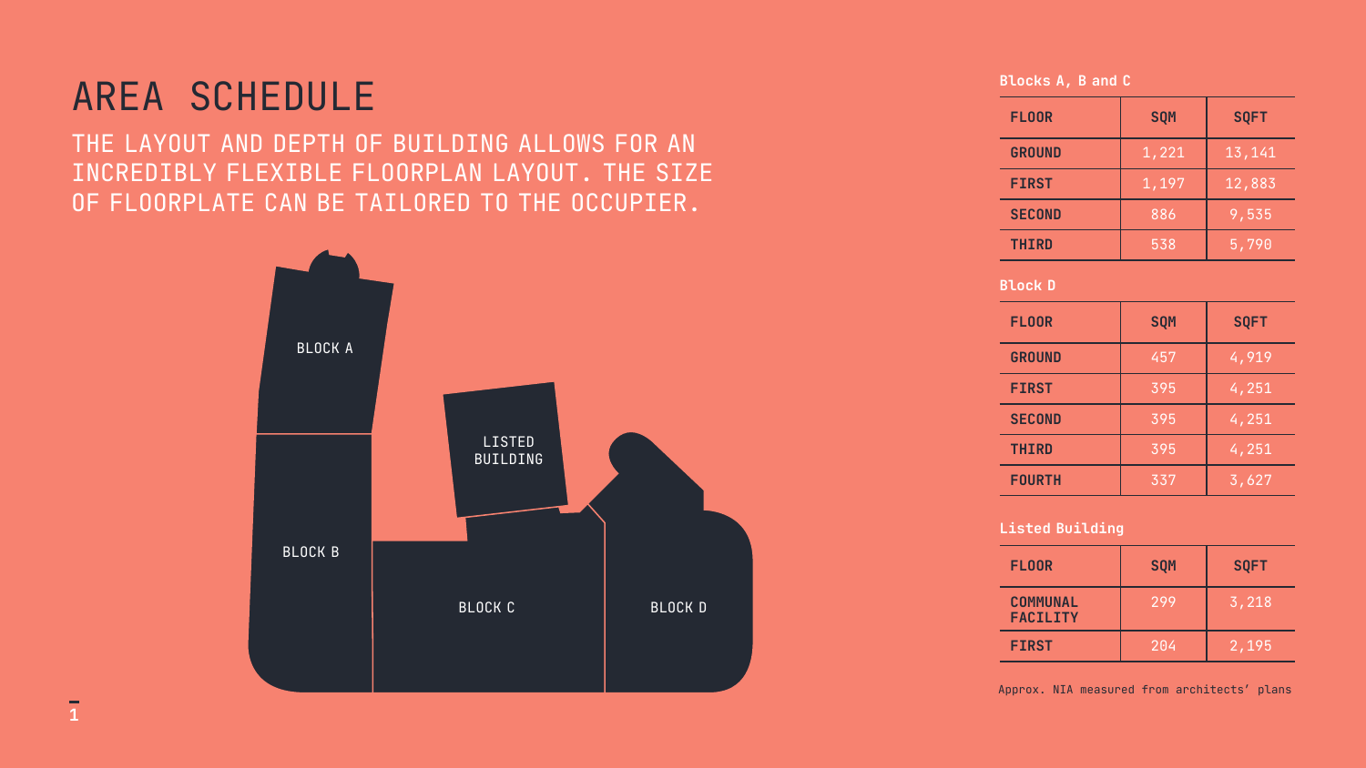# AREA SCHEDULE

THE LAYOUT AND DEPTH OF BUILDING ALLOWS FOR AN INCREDIBLY FLEXIBLE FLOORPLAN LAYOUT. THE SIZE OF FLOORPLATE CAN BE TAILORED TO THE OCCUPIER.

BLOCK A

LISTED BUILDING

BLOCK B

BLOCK C

BLOCK D

**Blocks A, B and C**

| FLOOR | SQM | SQFT |
| --- | --- | --- |
| GROUND | 1,221 | 13,141 |
| FIRST | 1,197 | 12,883 |
| SECOND | 886 | 9,535 |
| THIRD | 538 | 5,790 |

**Block D**

| FLOOR | SQM | SQFT |
| --- | --- | --- |
| GROUND | 457 | 4,919 |
| FIRST | 395 | 4,251 |
| SECOND | 395 | 4,251 |
| THIRD | 395 | 4,251 |
| FOURTH | 337 | 3,627 |

**Listed Building**

| FLOOR | SQM | SQFT |
| --- | --- | --- |
| COMMUNAL FACILITY | 299 | 3,218 |
| FIRST | 204 | 2,195 |

Approx. NIA measured from architects' plans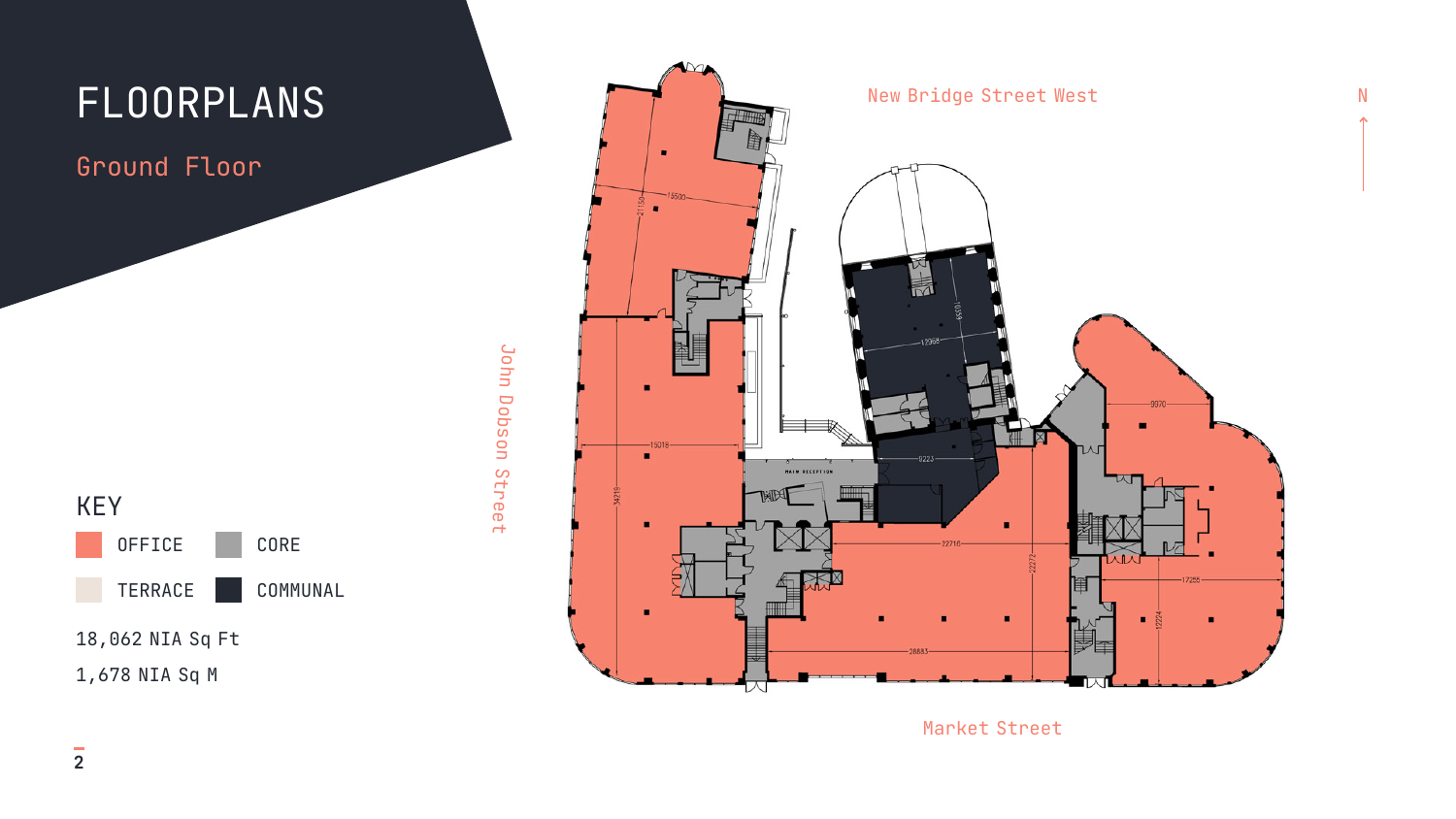# FLOORPLANS

## Ground Floor

### KEY

- OFFICE
- CORE
- TERRACE
- COMMUNAL

18,062 NIA Sq Ft

1,678 NIA Sq M

New Bridge Street West

N

John Dobson Street

Market Street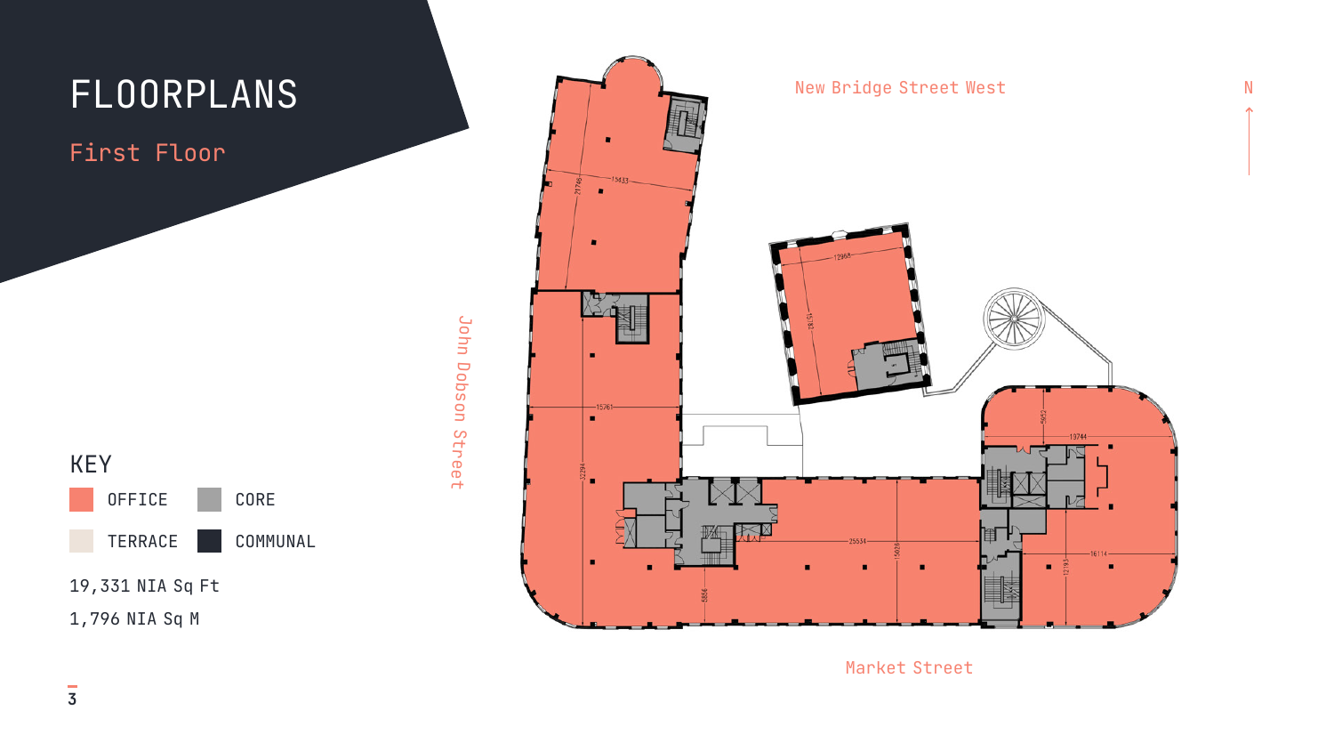# FLOORPLANS

## First Floor

New Bridge Street West

N

John Dobson Street

Market Street

### KEY

- OFFICE
- CORE
- TERRACE
- COMMUNAL

19,331 NIA Sq Ft

1,796 NIA Sq M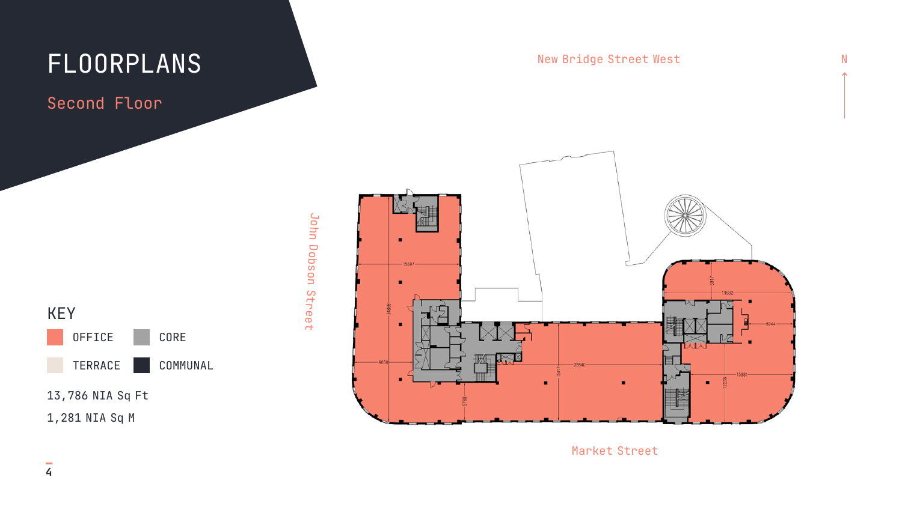# FLOORPLANS

## Second Floor

New Bridge Street West

N

John Dobson Street

Market Street

### KEY

- OFFICE
- CORE
- TERRACE
- COMMUNAL

13,786 NIA Sq Ft

1,281 NIA Sq M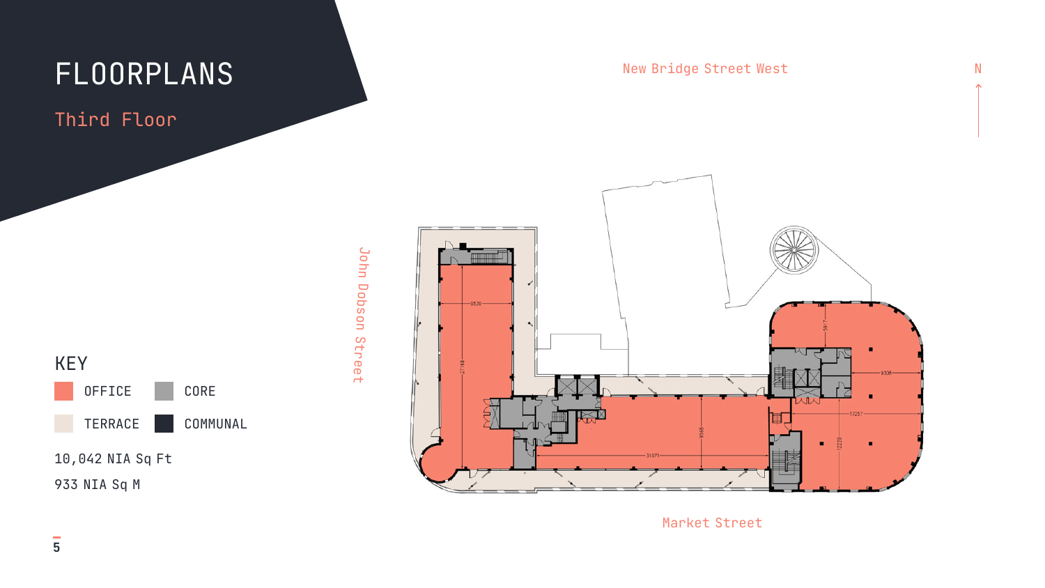# FLOORPLANS

## Third Floor

New Bridge Street West

N

John Dobson Street

Market Street

### KEY

- OFFICE
- CORE
- TERRACE
- COMMUNAL

10,042 NIA Sq Ft

933 NIA Sq M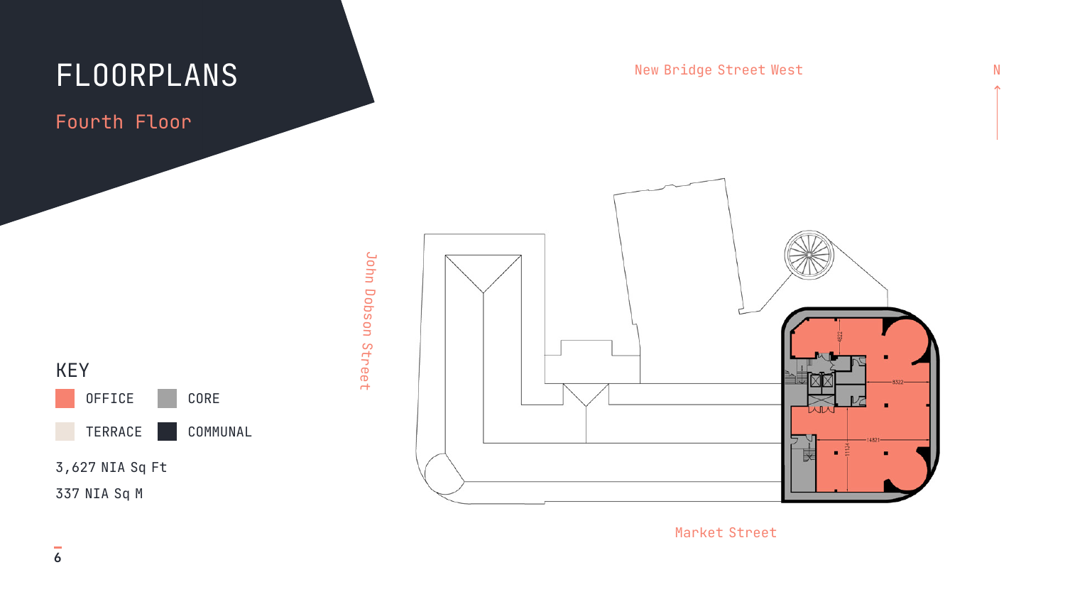# FLOORPLANS

## Fourth Floor

New Bridge Street West

N

John Dobson Street

Market Street

4222

8322

14821

11134

KEY

OFFICE

CORE

TERRACE

COMMUNAL

3,627 NIA Sq Ft

337 NIA Sq M